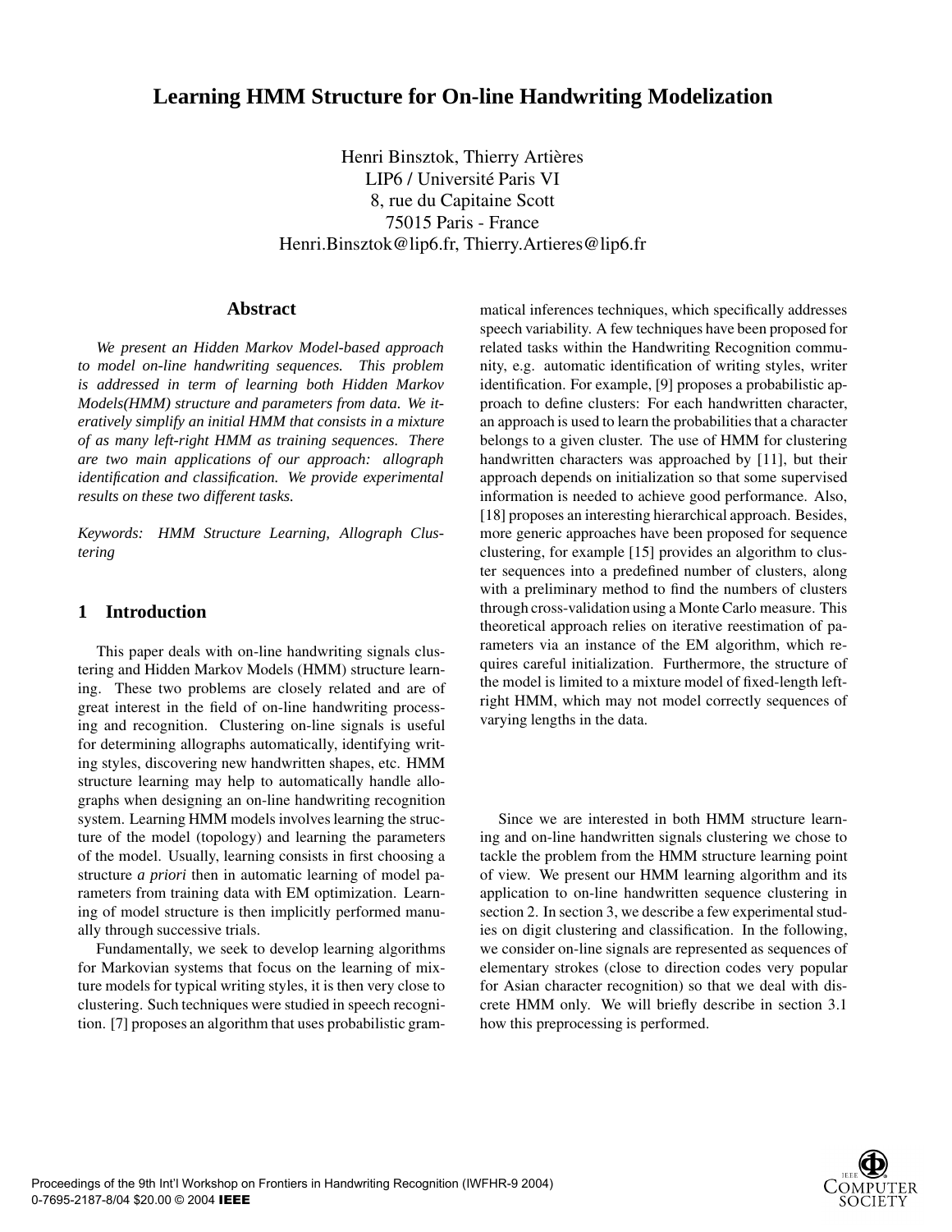# Learning HMM Structure for On-line Handwriting Modelization

Henri Binsztok, Thierry Artières
LIP6 / Université Paris VI
8, rue du Capitaine Scott
75015 Paris - France
Henri.Binsztok@lip6.fr, Thierry.Artieres@lip6.fr

## Abstract

*We present an Hidden Markov Model-based approach to model on-line handwriting sequences. This problem is addressed in term of learning both Hidden Markov Models(HMM) structure and parameters from data. We iteratively simplify an initial HMM that consists in a mixture of as many left-right HMM as training sequences. There are two main applications of our approach: allograph identification and classification. We provide experimental results on these two different tasks.*

*Keywords: HMM Structure Learning, Allograph Clustering*

## 1 Introduction

This paper deals with on-line handwriting signals clustering and Hidden Markov Models (HMM) structure learning. These two problems are closely related and are of great interest in the field of on-line handwriting processing and recognition. Clustering on-line signals is useful for determining allographs automatically, identifying writing styles, discovering new handwritten shapes, etc. HMM structure learning may help to automatically handle allographs when designing an on-line handwriting recognition system. Learning HMM models involves learning the structure of the model (topology) and learning the parameters of the model. Usually, learning consists in first choosing a structure *a priori* then in automatic learning of model parameters from training data with EM optimization. Learning of model structure is then implicitly performed manually through successive trials.

Fundamentally, we seek to develop learning algorithms for Markovian systems that focus on the learning of mixture models for typical writing styles, it is then very close to clustering. Such techniques were studied in speech recognition. [7] proposes an algorithm that uses probabilistic grammatical inferences techniques, which specifically addresses speech variability. A few techniques have been proposed for related tasks within the Handwriting Recognition community, e.g. automatic identification of writing styles, writer identification. For example, [9] proposes a probabilistic approach to define clusters: For each handwritten character, an approach is used to learn the probabilities that a character belongs to a given cluster. The use of HMM for clustering handwritten characters was approached by [11], but their approach depends on initialization so that some supervised information is needed to achieve good performance. Also, [18] proposes an interesting hierarchical approach. Besides, more generic approaches have been proposed for sequence clustering, for example [15] provides an algorithm to cluster sequences into a predefined number of clusters, along with a preliminary method to find the numbers of clusters through cross-validation using a Monte Carlo measure. This theoretical approach relies on iterative reestimation of parameters via an instance of the EM algorithm, which requires careful initialization. Furthermore, the structure of the model is limited to a mixture model of fixed-length left-right HMM, which may not model correctly sequences of varying lengths in the data.

Since we are interested in both HMM structure learning and on-line handwritten signals clustering we chose to tackle the problem from the HMM structure learning point of view. We present our HMM learning algorithm and its application to on-line handwritten sequence clustering in section 2. In section 3, we describe a few experimental studies on digit clustering and classification. In the following, we consider on-line signals are represented as sequences of elementary strokes (close to direction codes very popular for Asian character recognition) so that we deal with discrete HMM only. We will briefly describe in section 3.1 how this preprocessing is performed.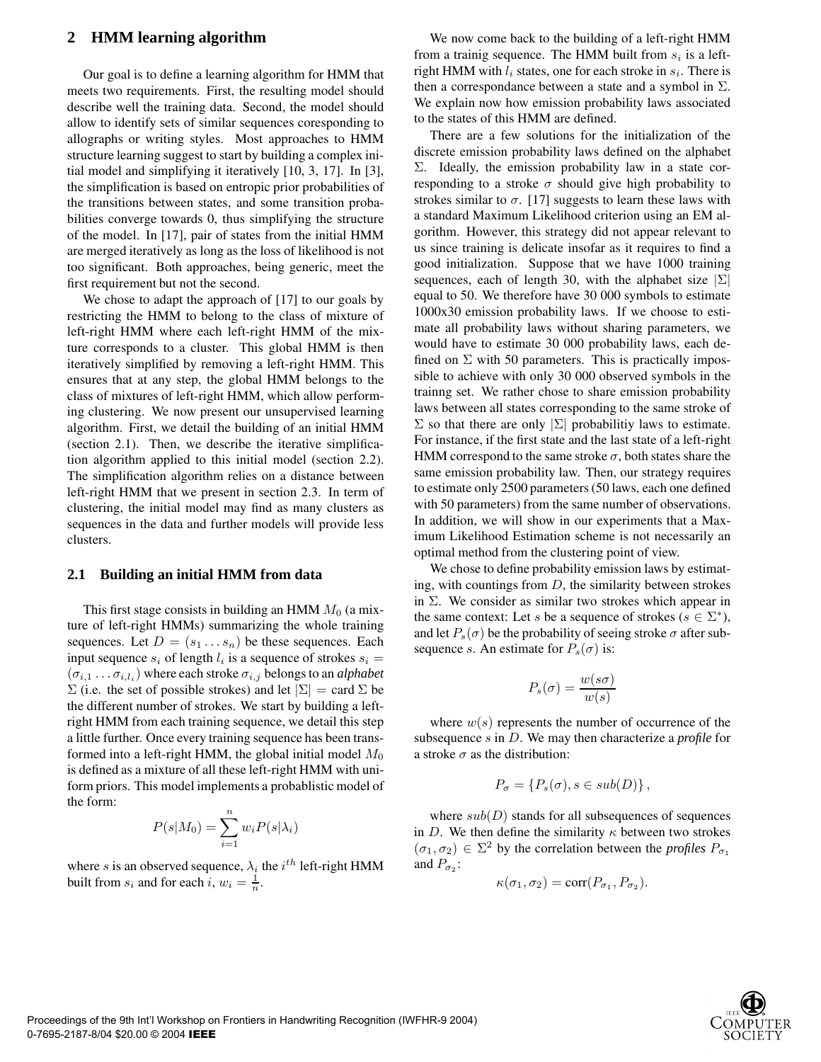## 2 HMM learning algorithm

Our goal is to define a learning algorithm for HMM that meets two requirements. First, the resulting model should describe well the training data. Second, the model should allow to identify sets of similar sequences coresponding to allographs or writing styles. Most approaches to HMM structure learning suggest to start by building a complex initial model and simplifying it iteratively [10, 3, 17]. In [3], the simplification is based on entropic prior probabilities of the transitions between states, and some transition probabilities converge towards 0, thus simplifying the structure of the model. In [17], pair of states from the initial HMM are merged iteratively as long as the loss of likelihood is not too significant. Both approaches, being generic, meet the first requirement but not the second.

We chose to adapt the approach of [17] to our goals by restricting the HMM to belong to the class of mixture of left-right HMM where each left-right HMM of the mixture corresponds to a cluster. This global HMM is then iteratively simplified by removing a left-right HMM. This ensures that at any step, the global HMM belongs to the class of mixtures of left-right HMM, which allow performing clustering. We now present our unsupervised learning algorithm. First, we detail the building of an initial HMM (section 2.1). Then, we describe the iterative simplification algorithm applied to this initial model (section 2.2). The simplification algorithm relies on a distance between left-right HMM that we present in section 2.3. In term of clustering, the initial model may find as many clusters as sequences in the data and further models will provide less clusters.

### 2.1 Building an initial HMM from data

This first stage consists in building an HMM $M_0$ (a mixture of left-right HMMs) summarizing the whole training sequences. Let $D = (s_1 \dots s_n)$ be these sequences. Each input sequence $s_i$ of length $l_i$ is a sequence of strokes $s_i = (\sigma_{i,1} \dots \sigma_{i,l_i})$ where each stroke $\sigma_{i,j}$ belongs to an *alphabet* $\Sigma$ (i.e. the set of possible strokes) and let $|\Sigma| = \text{card}\ \Sigma$ be the different number of strokes. We start by building a left-right HMM from each training sequence, we detail this step a little further. Once every training sequence has been transformed into a left-right HMM, the global initial model $M_0$ is defined as a mixture of all these left-right HMM with uniform priors. This model implements a probablistic model of the form:

$$P(s|M_0) = \sum_{i=1}^{n} w_i P(s|\lambda_i)$$

where $s$ is an observed sequence, $\lambda_i$ the $i^{th}$ left-right HMM built from $s_i$ and for each $i$, $w_i = \frac{1}{n}$.

We now come back to the building of a left-right HMM from a trainig sequence. The HMM built from $s_i$ is a left-right HMM with $l_i$ states, one for each stroke in $s_i$. There is then a correspondance between a state and a symbol in $\Sigma$. We explain now how emission probability laws associated to the states of this HMM are defined.

There are a few solutions for the initialization of the discrete emission probability laws defined on the alphabet $\Sigma$. Ideally, the emission probability law in a state corresponding to a stroke $\sigma$ should give high probability to strokes similar to $\sigma$. [17] suggests to learn these laws with a standard Maximum Likelihood criterion using an EM algorithm. However, this strategy did not appear relevant to us since training is delicate insofar as it requires to find a good initialization. Suppose that we have 1000 training sequences, each of length 30, with the alphabet size $|\Sigma|$ equal to 50. We therefore have 30 000 symbols to estimate 1000x30 emission probability laws. If we choose to estimate all probability laws without sharing parameters, we would have to estimate 30 000 probability laws, each defined on $\Sigma$ with 50 parameters. This is practically impossible to achieve with only 30 000 observed symbols in the trainng set. We rather chose to share emission probability laws between all states corresponding to the same stroke of $\Sigma$ so that there are only $|\Sigma|$ probabilitiy laws to estimate. For instance, if the first state and the last state of a left-right HMM correspond to the same stroke $\sigma$, both states share the same emission probability law. Then, our strategy requires to estimate only 2500 parameters (50 laws, each one defined with 50 parameters) from the same number of observations. In addition, we will show in our experiments that a Maximum Likelihood Estimation scheme is not necessarily an optimal method from the clustering point of view.

We chose to define probability emission laws by estimating, with countings from $D$, the similarity between strokes in $\Sigma$. We consider as similar two strokes which appear in the same context: Let $s$ be a sequence of strokes ($s \in \Sigma^*$), and let $P_s(\sigma)$ be the probability of seeing stroke $\sigma$ after subsequence $s$. An estimate for $P_s(\sigma)$ is:

$$P_s(\sigma) = \frac{w(s\sigma)}{w(s)}$$

where $w(s)$ represents the number of occurrence of the subsequence $s$ in $D$. We may then characterize a *profile* for a stroke $\sigma$ as the distribution:

$$P_\sigma = \{P_s(\sigma), s \in sub(D)\},$$

where $sub(D)$ stands for all subsequences of sequences in $D$. We then define the similarity $\kappa$ between two strokes $(\sigma_1, \sigma_2) \in \Sigma^2$ by the correlation between the *profiles* $P_{\sigma_1}$ and $P_{\sigma_2}$:

$$\kappa(\sigma_1, \sigma_2) = \text{corr}(P_{\sigma_1}, P_{\sigma_2}).$$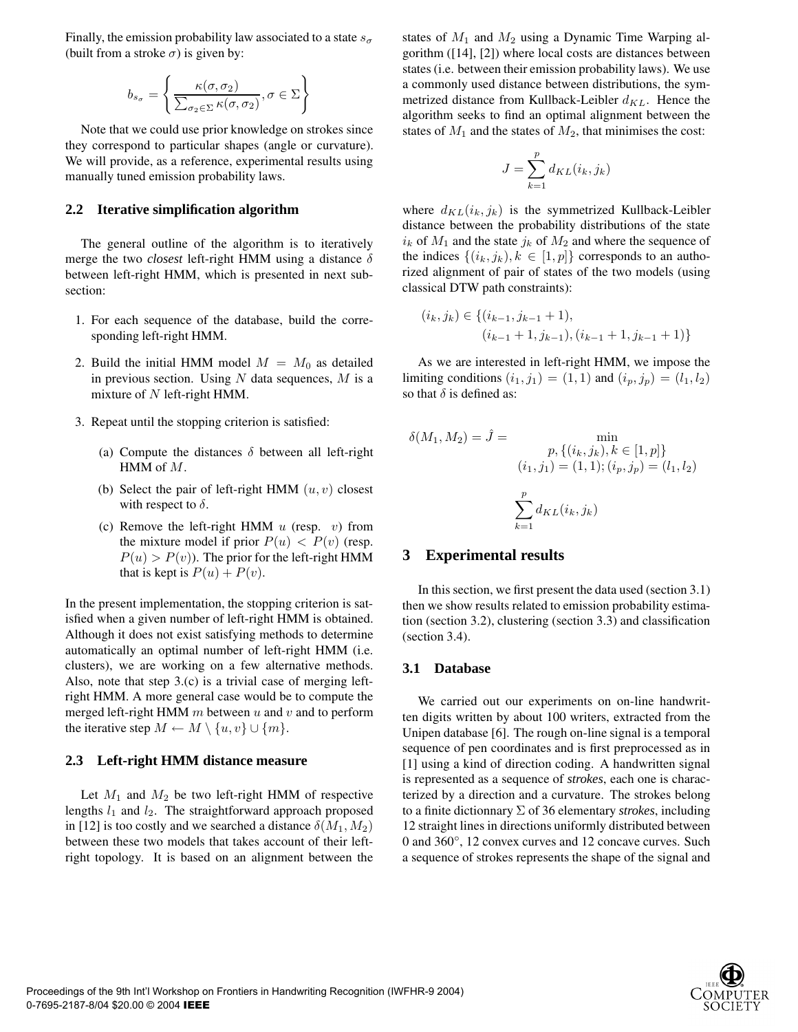Finally, the emission probability law associated to a state $s_\sigma$ (built from a stroke $\sigma$) is given by:

$$b_{s_\sigma} = \left\{ \frac{\kappa(\sigma, \sigma_2)}{\sum_{\sigma_2 \in \Sigma} \kappa(\sigma, \sigma_2)}, \sigma \in \Sigma \right\}$$

Note that we could use prior knowledge on strokes since they correspond to particular shapes (angle or curvature). We will provide, as a reference, experimental results using manually tuned emission probability laws.

### 2.2 Iterative simplification algorithm

The general outline of the algorithm is to iteratively merge the two *closest* left-right HMM using a distance $\delta$ between left-right HMM, which is presented in next subsection:

1. For each sequence of the database, build the corresponding left-right HMM.
2. Build the initial HMM model $M = M_0$ as detailed in previous section. Using $N$ data sequences, $M$ is a mixture of $N$ left-right HMM.
3. Repeat until the stopping criterion is satisfied:
   (a) Compute the distances $\delta$ between all left-right HMM of $M$.
   (b) Select the pair of left-right HMM $(u, v)$ closest with respect to $\delta$.
   (c) Remove the left-right HMM $u$ (resp. $v$) from the mixture model if prior $P(u) < P(v)$ (resp. $P(u) > P(v)$). The prior for the left-right HMM that is kept is $P(u) + P(v)$.

In the present implementation, the stopping criterion is satisfied when a given number of left-right HMM is obtained. Although it does not exist satisfying methods to determine automatically an optimal number of left-right HMM (i.e. clusters), we are working on a few alternative methods. Also, note that step 3.(c) is a trivial case of merging left-right HMM. A more general case would be to compute the merged left-right HMM $m$ between $u$ and $v$ and to perform the iterative step $M \leftarrow M \setminus \{u, v\} \cup \{m\}$.

### 2.3 Left-right HMM distance measure

Let $M_1$ and $M_2$ be two left-right HMM of respective lengths $l_1$ and $l_2$. The straightforward approach proposed in [12] is too costly and we searched a distance $\delta(M_1, M_2)$ between these two models that takes account of their left-right topology. It is based on an alignment between the states of $M_1$ and $M_2$ using a Dynamic Time Warping algorithm ([14], [2]) where local costs are distances between states (i.e. between their emission probability laws). We use a commonly used distance between distributions, the symmetrized distance from Kullback-Leibler $d_{KL}$. Hence the algorithm seeks to find an optimal alignment between the states of $M_1$ and the states of $M_2$, that minimises the cost:

$$J = \sum_{k=1}^{p} d_{KL}(i_k, j_k)$$

where $d_{KL}(i_k, j_k)$ is the symmetrized Kullback-Leibler distance between the probability distributions of the state $i_k$ of $M_1$ and the state $j_k$ of $M_2$ and where the sequence of the indices $\{(i_k, j_k), k \in [1, p]\}$ corresponds to an authorized alignment of pair of states of the two models (using classical DTW path constraints):

$$(i_k, j_k) \in \{(i_{k-1}, j_{k-1} + 1), (i_{k-1} + 1, j_{k-1}), (i_{k-1} + 1, j_{k-1} + 1)\}$$

As we are interested in left-right HMM, we impose the limiting conditions $(i_1, j_1) = (1, 1)$ and $(i_p, j_p) = (l_1, l_2)$ so that $\delta$ is defined as:

$$\delta(M_1, M_2) = \hat{J} = \min_{\substack{p, \{(i_k, j_k), k \in [1, p]\} \\ (i_1, j_1) = (1,1); (i_p, j_p) = (l_1, l_2)}} \sum_{k=1}^{p} d_{KL}(i_k, j_k)$$

## 3 Experimental results

In this section, we first present the data used (section 3.1) then we show results related to emission probability estimation (section 3.2), clustering (section 3.3) and classification (section 3.4).

### 3.1 Database

We carried out our experiments on on-line handwritten digits written by about 100 writers, extracted from the Unipen database [6]. The rough on-line signal is a temporal sequence of pen coordinates and is first preprocessed as in [1] using a kind of direction coding. A handwritten signal is represented as a sequence of *strokes*, each one is characterized by a direction and a curvature. The strokes belong to a finite dictionnary $\Sigma$ of 36 elementary *strokes*, including 12 straight lines in directions uniformly distributed between 0 and 360°, 12 convex curves and 12 concave curves. Such a sequence of strokes represents the shape of the signal and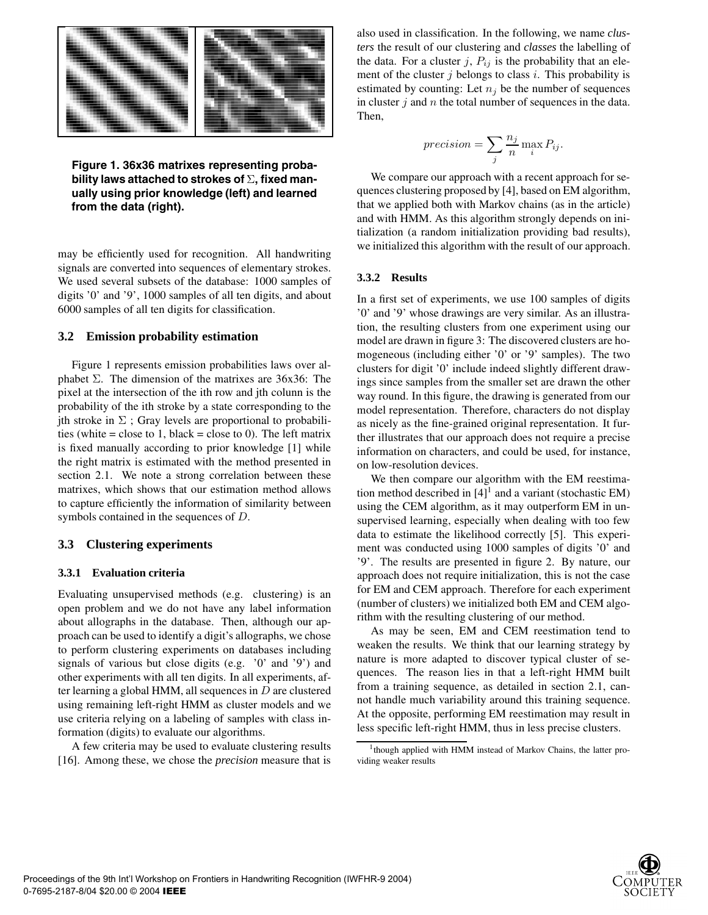Figure 1. 36x36 matrixes representing probability laws attached to strokes of $\Sigma$, fixed manually using prior knowledge (left) and learned from the data (right).

may be efficiently used for recognition. All handwriting signals are converted into sequences of elementary strokes. We used several subsets of the database: 1000 samples of digits '0' and '9', 1000 samples of all ten digits, and about 6000 samples of all ten digits for classification.

## 3.2 Emission probability estimation

Figure 1 represents emission probabilities laws over alphabet $\Sigma$. The dimension of the matrixes are 36x36: The pixel at the intersection of the ith row and jth colunn is the probability of the ith stroke by a state corresponding to the jth stroke in $\Sigma$ ; Gray levels are proportional to probabilities (white = close to 1, black = close to 0). The left matrix is fixed manually according to prior knowledge [1] while the right matrix is estimated with the method presented in section 2.1. We note a strong correlation between these matrixes, which shows that our estimation method allows to capture efficiently the information of similarity between symbols contained in the sequences of $D$.

## 3.3 Clustering experiments

### 3.3.1 Evaluation criteria

Evaluating unsupervised methods (e.g. clustering) is an open problem and we do not have any label information about allographs in the database. Then, although our approach can be used to identify a digit's allographs, we chose to perform clustering experiments on databases including signals of various but close digits (e.g. '0' and '9') and other experiments with all ten digits. In all experiments, after learning a global HMM, all sequences in $D$ are clustered using remaining left-right HMM as cluster models and we use criteria relying on a labeling of samples with class information (digits) to evaluate our algorithms.

A few criteria may be used to evaluate clustering results [16]. Among these, we chose the *precision* measure that is also used in classification. In the following, we name *clusters* the result of our clustering and *classes* the labelling of the data. For a cluster $j$, $P_{ij}$ is the probability that an element of the cluster $j$ belongs to class $i$. This probability is estimated by counting: Let $n_j$ be the number of sequences in cluster $j$ and $n$ the total number of sequences in the data. Then,

$$precision = \sum_j \frac{n_j}{n} \max_i P_{ij}.$$

We compare our approach with a recent approach for sequences clustering proposed by [4], based on EM algorithm, that we applied both with Markov chains (as in the article) and with HMM. As this algorithm strongly depends on initialization (a random initialization providing bad results), we initialized this algorithm with the result of our approach.

### 3.3.2 Results

In a first set of experiments, we use 100 samples of digits '0' and '9' whose drawings are very similar. As an illustration, the resulting clusters from one experiment using our model are drawn in figure 3: The discovered clusters are homogeneous (including either '0' or '9' samples). The two clusters for digit '0' include indeed slightly different drawings since samples from the smaller set are drawn the other way round. In this figure, the drawing is generated from our model representation. Therefore, characters do not display as nicely as the fine-grained original representation. It further illustrates that our approach does not require a precise information on characters, and could be used, for instance, on low-resolution devices.

We then compare our algorithm with the EM reestimation method described in [4][1] and a variant (stochastic EM) using the CEM algorithm, as it may outperform EM in unsupervised learning, especially when dealing with too few data to estimate the likelihood correctly [5]. This experiment was conducted using 1000 samples of digits '0' and '9'. The results are presented in figure 2. By nature, our approach does not require initialization, this is not the case for EM and CEM approach. Therefore for each experiment (number of clusters) we initialized both EM and CEM algorithm with the resulting clustering of our method.

As may be seen, EM and CEM reestimation tend to weaken the results. We think that our learning strategy by nature is more adapted to discover typical cluster of sequences. The reason lies in that a left-right HMM built from a training sequence, as detailed in section 2.1, cannot handle much variability around this training sequence. At the opposite, performing EM reestimation may result in less specific left-right HMM, thus in less precise clusters.

[1] though applied with HMM instead of Markov Chains, the latter providing weaker results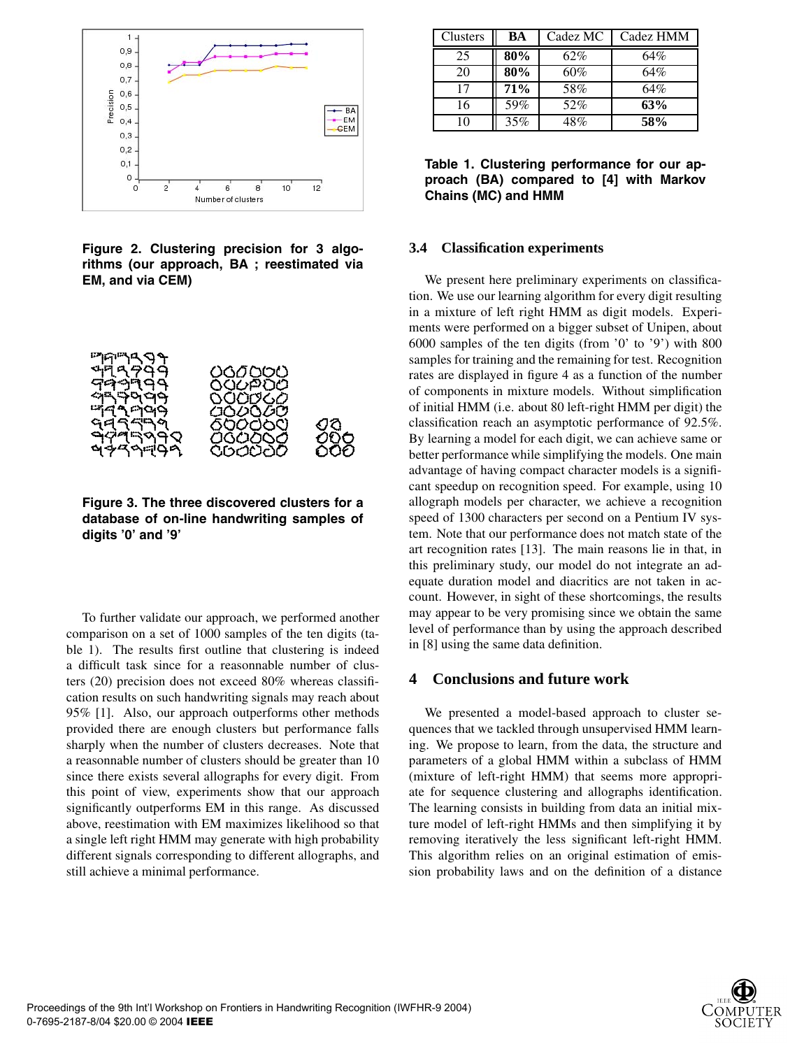Figure 2. Clustering precision for 3 algorithms (our approach, BA ; reestimated via EM, and via CEM)

Figure 3. The three discovered clusters for a database of on-line handwriting samples of digits '0' and '9'

To further validate our approach, we performed another comparison on a set of 1000 samples of the ten digits (table 1). The results first outline that clustering is indeed a difficult task since for a reasonnable number of clusters (20) precision does not exceed 80% whereas classification results on such handwriting signals may reach about 95% [1]. Also, our approach outperforms other methods provided there are enough clusters but performance falls sharply when the number of clusters decreases. Note that a reasonnable number of clusters should be greater than 10 since there exists several allographs for every digit. From this point of view, experiments show that our approach significantly outperforms EM in this range. As discussed above, reestimation with EM maximizes likelihood so that a single left right HMM may generate with high probability different signals corresponding to different allographs, and still achieve a minimal performance.

| Clusters | BA | Cadez MC | Cadez HMM |
|---|---|---|---|
| 25 | **80%** | 62% | 64% |
| 20 | **80%** | 60% | 64% |
| 17 | **71%** | 58% | 64% |
| 16 | 59% | 52% | **63%** |
| 10 | 35% | 48% | **58%** |

**Table 1. Clustering performance for our approach (BA) compared to [4] with Markov Chains (MC) and HMM**

### 3.4 Classification experiments

We present here preliminary experiments on classification. We use our learning algorithm for every digit resulting in a mixture of left right HMM as digit models. Experiments were performed on a bigger subset of Unipen, about 6000 samples of the ten digits (from '0' to '9') with 800 samples for training and the remaining for test. Recognition rates are displayed in figure 4 as a function of the number of components in mixture models. Without simplification of initial HMM (i.e. about 80 left-right HMM per digit) the classification reach an asymptotic performance of 92.5%. By learning a model for each digit, we can achieve same or better performance while simplifying the models. One main advantage of having compact character models is a significant speedup on recognition speed. For example, using 10 allograph models per character, we achieve a recognition speed of 1300 characters per second on a Pentium IV system. Note that our performance does not match state of the art recognition rates [13]. The main reasons lie in that, in this preliminary study, our model do not integrate an adequate duration model and diacritics are not taken in account. However, in sight of these shortcomings, the results may appear to be very promising since we obtain the same level of performance than by using the approach described in [8] using the same data definition.

## 4 Conclusions and future work

We presented a model-based approach to cluster sequences that we tackled through unsupervised HMM learning. We propose to learn, from the data, the structure and parameters of a global HMM within a subclass of HMM (mixture of left-right HMM) that seems more appropriate for sequence clustering and allographs identification. The learning consists in building from data an initial mixture model of left-right HMMs and then simplifying it by removing iteratively the less significant left-right HMM. This algorithm relies on an original estimation of emission probability laws and on the definition of a distance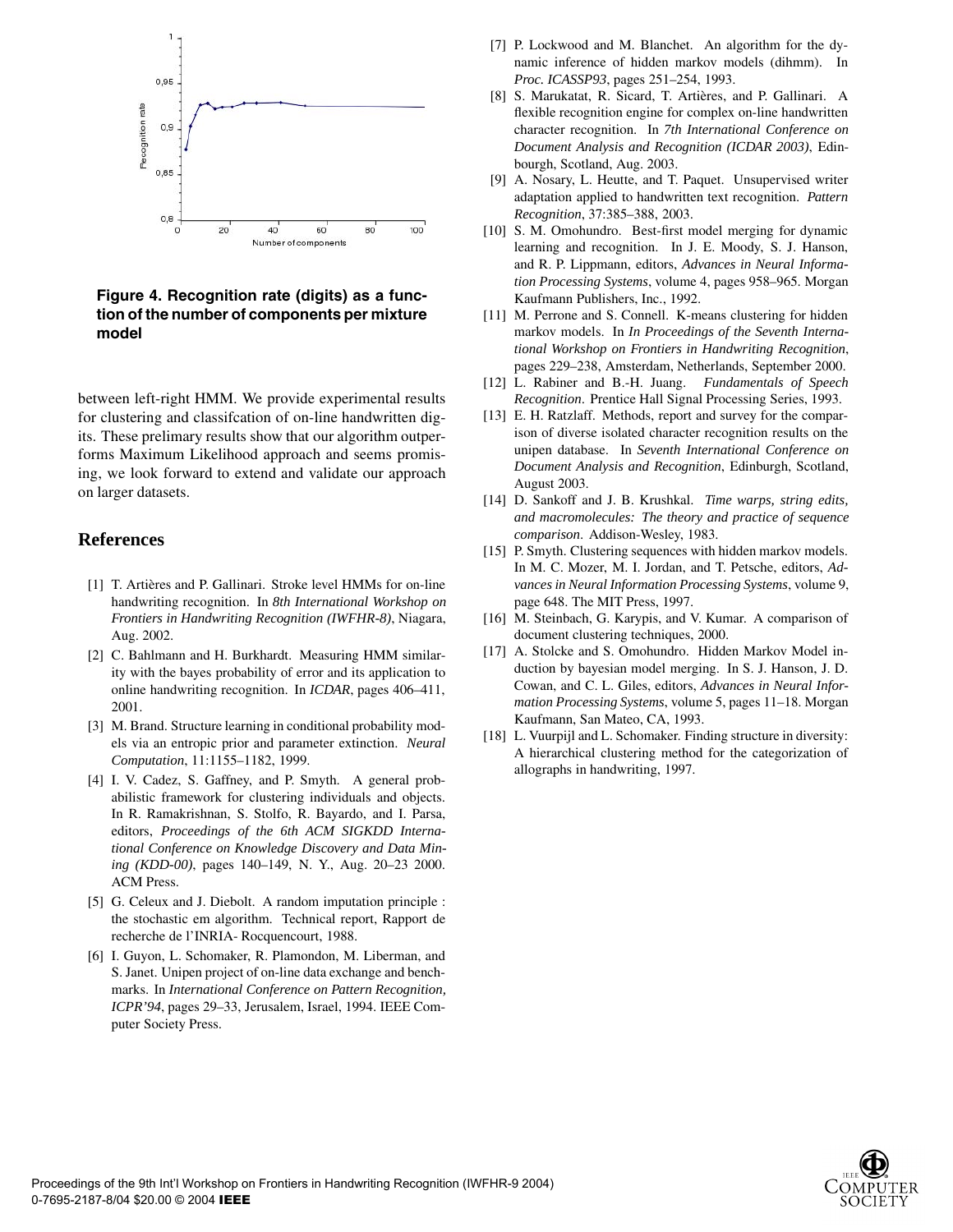1

0,95

0,9

0,85

0,8

0 20 40 60 80 100

Recognition rate

Number of components

**Figure 4. Recognition rate (digits) as a function of the number of components per mixture model**

between left-right HMM. We provide experimental results for clustering and classifcation of on-line handwritten digits. These prelimary results show that our algorithm outperforms Maximum Likelihood approach and seems promising, we look forward to extend and validate our approach on larger datasets.

## References

[1] T. Artières and P. Gallinari. Stroke level HMMs for on-line handwriting recognition. In *8th International Workshop on Frontiers in Handwriting Recognition (IWFHR-8)*, Niagara, Aug. 2002.

[2] C. Bahlmann and H. Burkhardt. Measuring HMM similarity with the bayes probability of error and its application to online handwriting recognition. In *ICDAR*, pages 406–411, 2001.

[3] M. Brand. Structure learning in conditional probability models via an entropic prior and parameter extinction. *Neural Computation*, 11:1155–1182, 1999.

[4] I. V. Cadez, S. Gaffney, and P. Smyth. A general probabilistic framework for clustering individuals and objects. In R. Ramakrishnan, S. Stolfo, R. Bayardo, and I. Parsa, editors, *Proceedings of the 6th ACM SIGKDD International Conference on Knowledge Discovery and Data Mining (KDD-00)*, pages 140–149, N. Y., Aug. 20–23 2000. ACM Press.

[5] G. Celeux and J. Diebolt. A random imputation principle : the stochastic em algorithm. Technical report, Rapport de recherche de l'INRIA- Rocquencourt, 1988.

[6] I. Guyon, L. Schomaker, R. Plamondon, M. Liberman, and S. Janet. Unipen project of on-line data exchange and benchmarks. In *International Conference on Pattern Recognition, ICPR'94*, pages 29–33, Jerusalem, Israel, 1994. IEEE Computer Society Press.

[7] P. Lockwood and M. Blanchet. An algorithm for the dynamic inference of hidden markov models (dihmm). In *Proc. ICASSP93*, pages 251–254, 1993.

[8] S. Marukatat, R. Sicard, T. Artières, and P. Gallinari. A flexible recognition engine for complex on-line handwritten character recognition. In *7th International Conference on Document Analysis and Recognition (ICDAR 2003)*, Edinbourgh, Scotland, Aug. 2003.

[9] A. Nosary, L. Heutte, and T. Paquet. Unsupervised writer adaptation applied to handwritten text recognition. *Pattern Recognition*, 37:385–388, 2003.

[10] S. M. Omohundro. Best-first model merging for dynamic learning and recognition. In J. E. Moody, S. J. Hanson, and R. P. Lippmann, editors, *Advances in Neural Information Processing Systems*, volume 4, pages 958–965. Morgan Kaufmann Publishers, Inc., 1992.

[11] M. Perrone and S. Connell. K-means clustering for hidden markov models. In *In Proceedings of the Seventh International Workshop on Frontiers in Handwriting Recognition*, pages 229–238, Amsterdam, Netherlands, September 2000.

[12] L. Rabiner and B.-H. Juang. *Fundamentals of Speech Recognition*. Prentice Hall Signal Processing Series, 1993.

[13] E. H. Ratzlaff. Methods, report and survey for the comparison of diverse isolated character recognition results on the unipen database. In *Seventh International Conference on Document Analysis and Recognition*, Edinburgh, Scotland, August 2003.

[14] D. Sankoff and J. B. Krushkal. *Time warps, string edits, and macromolecules: The theory and practice of sequence comparison*. Addison-Wesley, 1983.

[15] P. Smyth. Clustering sequences with hidden markov models. In M. C. Mozer, M. I. Jordan, and T. Petsche, editors, *Advances in Neural Information Processing Systems*, volume 9, page 648. The MIT Press, 1997.

[16] M. Steinbach, G. Karypis, and V. Kumar. A comparison of document clustering techniques, 2000.

[17] A. Stolcke and S. Omohundro. Hidden Markov Model induction by bayesian model merging. In S. J. Hanson, J. D. Cowan, and C. L. Giles, editors, *Advances in Neural Information Processing Systems*, volume 5, pages 11–18. Morgan Kaufmann, San Mateo, CA, 1993.

[18] L. Vuurpijl and L. Schomaker. Finding structure in diversity: A hierarchical clustering method for the categorization of allographs in handwriting, 1997.